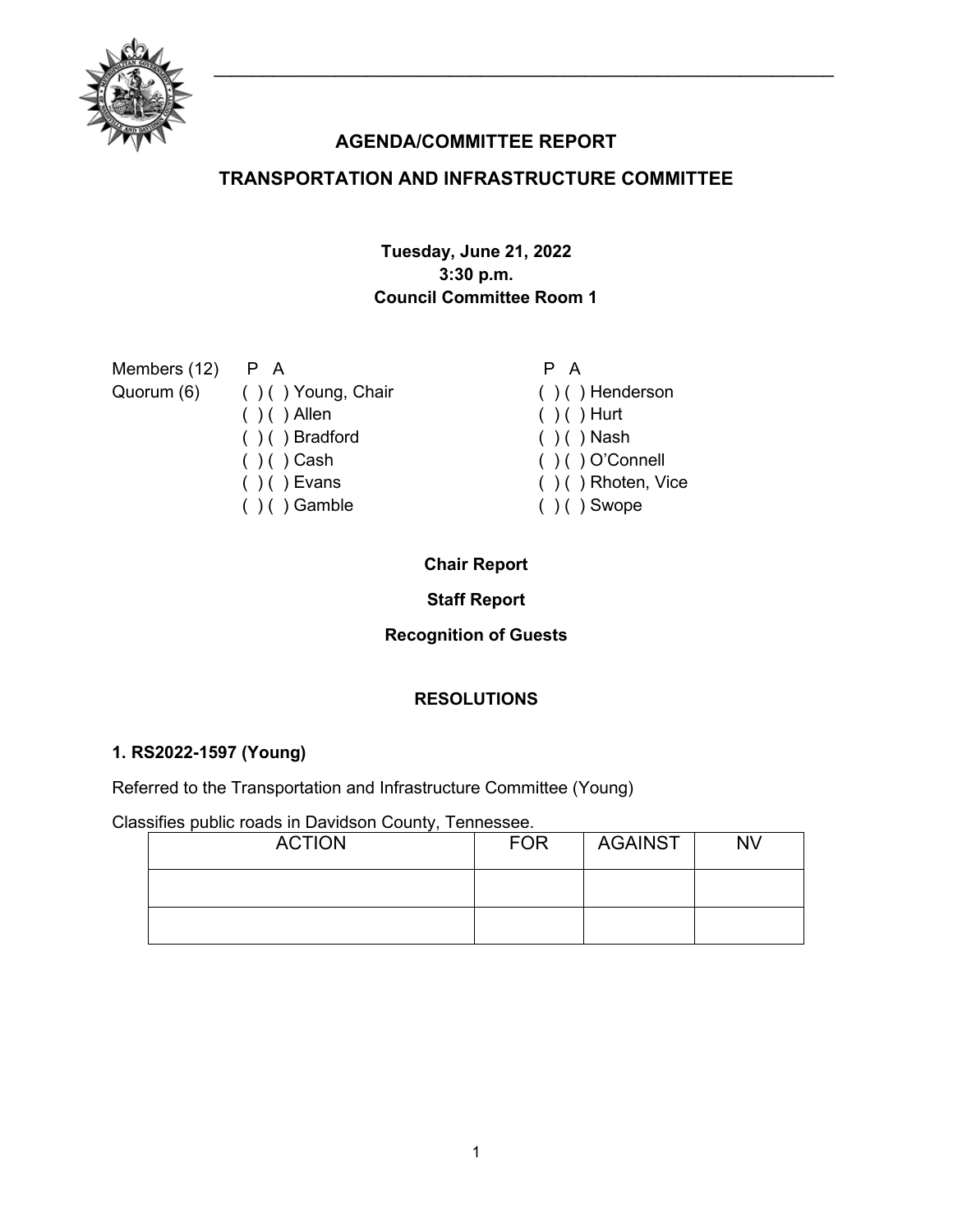# AGENDA/COMMITTEE REPORT

# TRANSPORTATION AND INFRASTRUCTURE COMMITTEE

**Tuesday, June 21, 2022**
**3:30 p.m.**
**Council Committee Room 1**

| Members (12) | P A | | P A |
|---|---|---|---|
| Quorum (6) | ( ) ( ) Young, Chair | | ( ) ( ) Henderson |
| | ( ) ( ) Allen | | ( ) ( ) Hurt |
| | ( ) ( ) Bradford | | ( ) ( ) Nash |
| | ( ) ( ) Cash | | ( ) ( ) O'Connell |
| | ( ) ( ) Evans | | ( ) ( ) Rhoten, Vice |
| | ( ) ( ) Gamble | | ( ) ( ) Swope |

**Chair Report**

**Staff Report**

**Recognition of Guests**

## RESOLUTIONS

### 1. RS2022-1597 (Young)

Referred to the Transportation and Infrastructure Committee (Young)

Classifies public roads in Davidson County, Tennessee.

| ACTION | FOR | AGAINST | NV |
|---|---|---|---|
| | | | |
| | | | |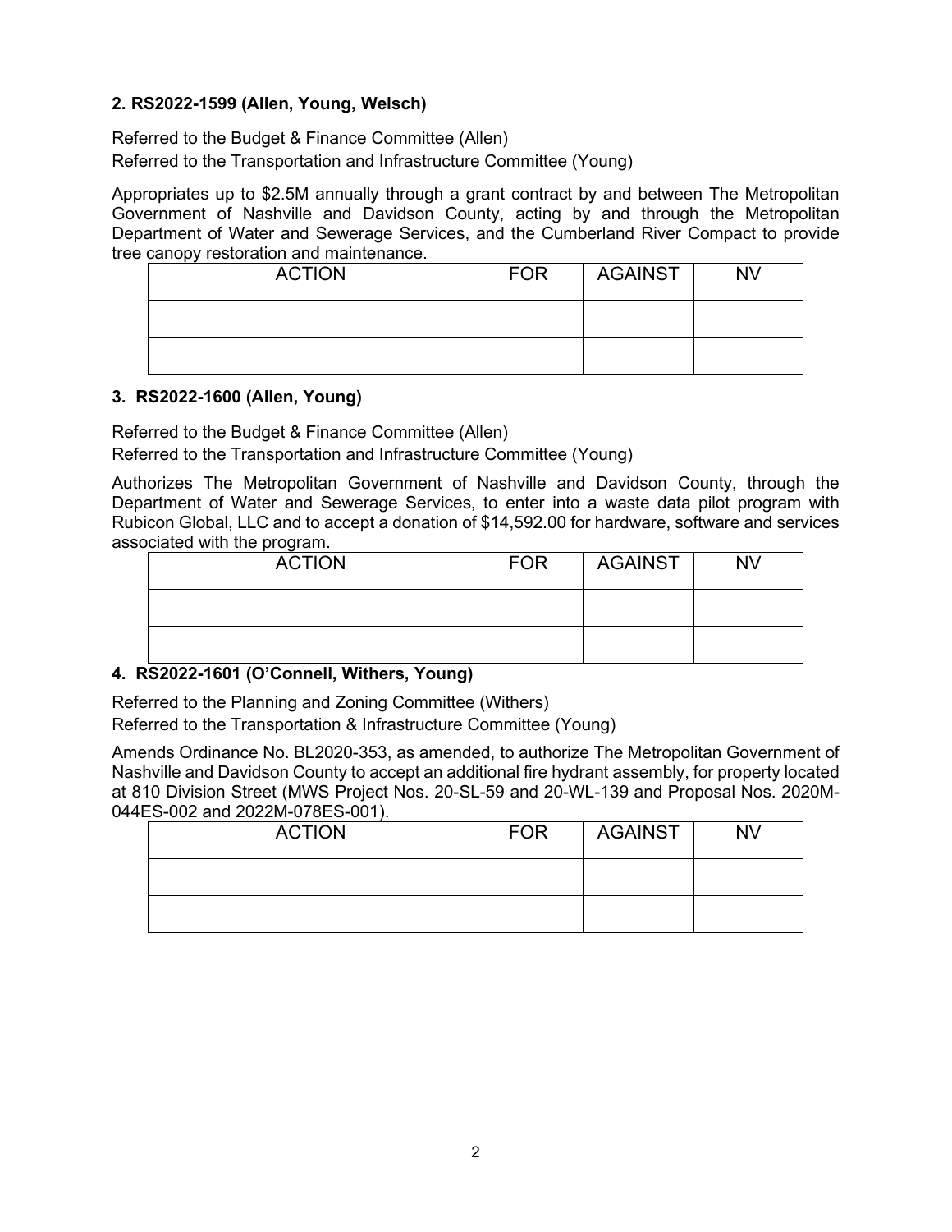**2. RS2022-1599 (Allen, Young, Welsch)**

Referred to the Budget & Finance Committee (Allen)
Referred to the Transportation and Infrastructure Committee (Young)

Appropriates up to $2.5M annually through a grant contract by and between The Metropolitan Government of Nashville and Davidson County, acting by and through the Metropolitan Department of Water and Sewerage Services, and the Cumberland River Compact to provide tree canopy restoration and maintenance.

| ACTION | FOR | AGAINST | NV |
|---|---|---|---|
| | | | |
| | | | |

**3. RS2022-1600 (Allen, Young)**

Referred to the Budget & Finance Committee (Allen)
Referred to the Transportation and Infrastructure Committee (Young)

Authorizes The Metropolitan Government of Nashville and Davidson County, through the Department of Water and Sewerage Services, to enter into a waste data pilot program with Rubicon Global, LLC and to accept a donation of $14,592.00 for hardware, software and services associated with the program.

| ACTION | FOR | AGAINST | NV |
|---|---|---|---|
| | | | |
| | | | |

**4. RS2022-1601 (O'Connell, Withers, Young)**

Referred to the Planning and Zoning Committee (Withers)
Referred to the Transportation & Infrastructure Committee (Young)

Amends Ordinance No. BL2020-353, as amended, to authorize The Metropolitan Government of Nashville and Davidson County to accept an additional fire hydrant assembly, for property located at 810 Division Street (MWS Project Nos. 20-SL-59 and 20-WL-139 and Proposal Nos. 2020M-044ES-002 and 2022M-078ES-001).

| ACTION | FOR | AGAINST | NV |
|---|---|---|---|
| | | | |
| | | | |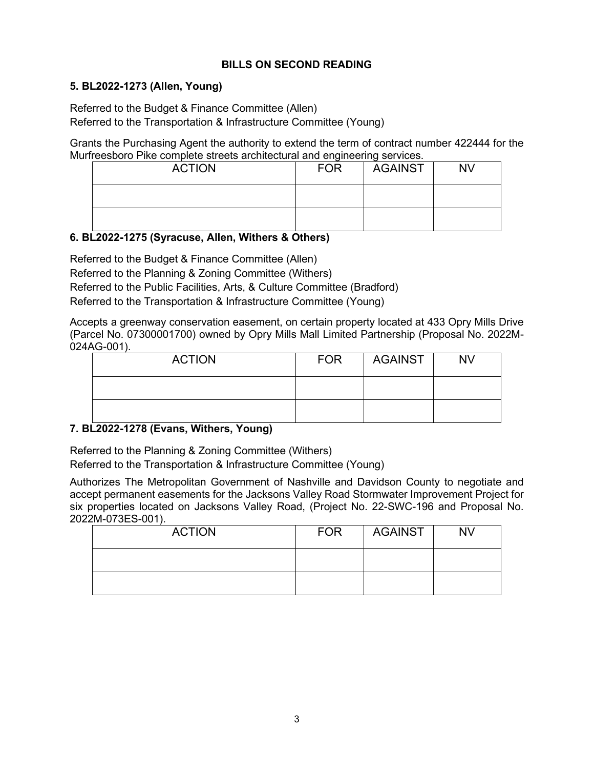## BILLS ON SECOND READING

### 5. BL2022-1273 (Allen, Young)

Referred to the Budget & Finance Committee (Allen)
Referred to the Transportation & Infrastructure Committee (Young)

Grants the Purchasing Agent the authority to extend the term of contract number 422444 for the Murfreesboro Pike complete streets architectural and engineering services.

| ACTION | FOR | AGAINST | NV |
|---|---|---|---|
| | | | |
| | | | |

### 6. BL2022-1275 (Syracuse, Allen, Withers & Others)

Referred to the Budget & Finance Committee (Allen)
Referred to the Planning & Zoning Committee (Withers)
Referred to the Public Facilities, Arts, & Culture Committee (Bradford)
Referred to the Transportation & Infrastructure Committee (Young)

Accepts a greenway conservation easement, on certain property located at 433 Opry Mills Drive (Parcel No. 07300001700) owned by Opry Mills Mall Limited Partnership (Proposal No. 2022M-024AG-001).

| ACTION | FOR | AGAINST | NV |
|---|---|---|---|
| | | | |
| | | | |

### 7. BL2022-1278 (Evans, Withers, Young)

Referred to the Planning & Zoning Committee (Withers)
Referred to the Transportation & Infrastructure Committee (Young)

Authorizes The Metropolitan Government of Nashville and Davidson County to negotiate and accept permanent easements for the Jacksons Valley Road Stormwater Improvement Project for six properties located on Jacksons Valley Road, (Project No. 22-SWC-196 and Proposal No. 2022M-073ES-001).

| ACTION | FOR | AGAINST | NV |
|---|---|---|---|
| | | | |
| | | | |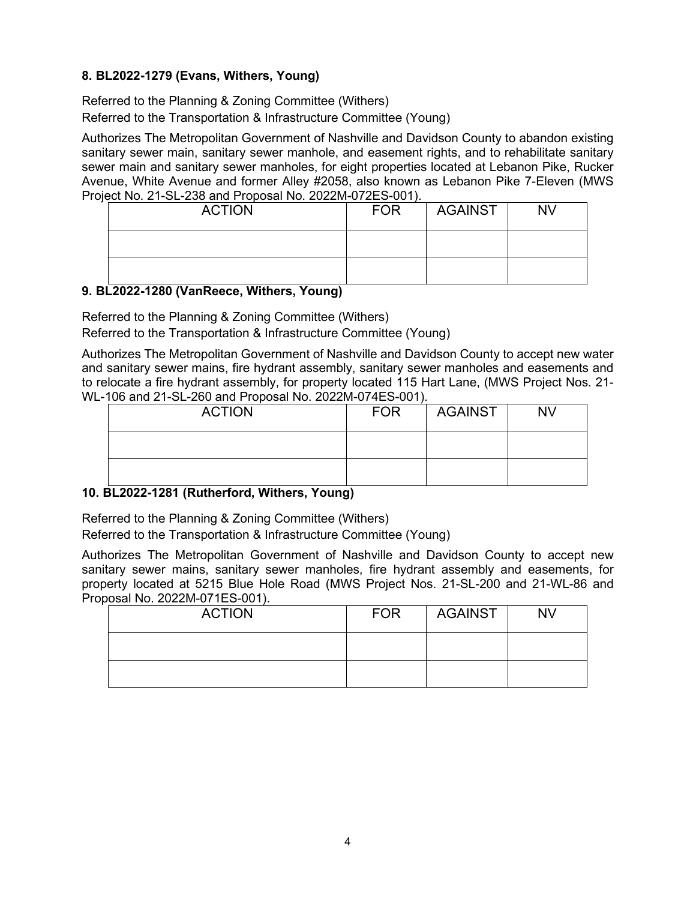**8. BL2022-1279 (Evans, Withers, Young)**

Referred to the Planning & Zoning Committee (Withers)
Referred to the Transportation & Infrastructure Committee (Young)

Authorizes The Metropolitan Government of Nashville and Davidson County to abandon existing sanitary sewer main, sanitary sewer manhole, and easement rights, and to rehabilitate sanitary sewer main and sanitary sewer manholes, for eight properties located at Lebanon Pike, Rucker Avenue, White Avenue and former Alley #2058, also known as Lebanon Pike 7-Eleven (MWS Project No. 21-SL-238 and Proposal No. 2022M-072ES-001).

| ACTION | FOR | AGAINST | NV |
|---|---|---|---|
| | | | |
| | | | |

**9. BL2022-1280 (VanReece, Withers, Young)**

Referred to the Planning & Zoning Committee (Withers)
Referred to the Transportation & Infrastructure Committee (Young)

Authorizes The Metropolitan Government of Nashville and Davidson County to accept new water and sanitary sewer mains, fire hydrant assembly, sanitary sewer manholes and easements and to relocate a fire hydrant assembly, for property located 115 Hart Lane, (MWS Project Nos. 21-WL-106 and 21-SL-260 and Proposal No. 2022M-074ES-001).

| ACTION | FOR | AGAINST | NV |
|---|---|---|---|
| | | | |
| | | | |

**10. BL2022-1281 (Rutherford, Withers, Young)**

Referred to the Planning & Zoning Committee (Withers)
Referred to the Transportation & Infrastructure Committee (Young)

Authorizes The Metropolitan Government of Nashville and Davidson County to accept new sanitary sewer mains, sanitary sewer manholes, fire hydrant assembly and easements, for property located at 5215 Blue Hole Road (MWS Project Nos. 21-SL-200 and 21-WL-86 and Proposal No. 2022M-071ES-001).

| ACTION | FOR | AGAINST | NV |
|---|---|---|---|
| | | | |
| | | | |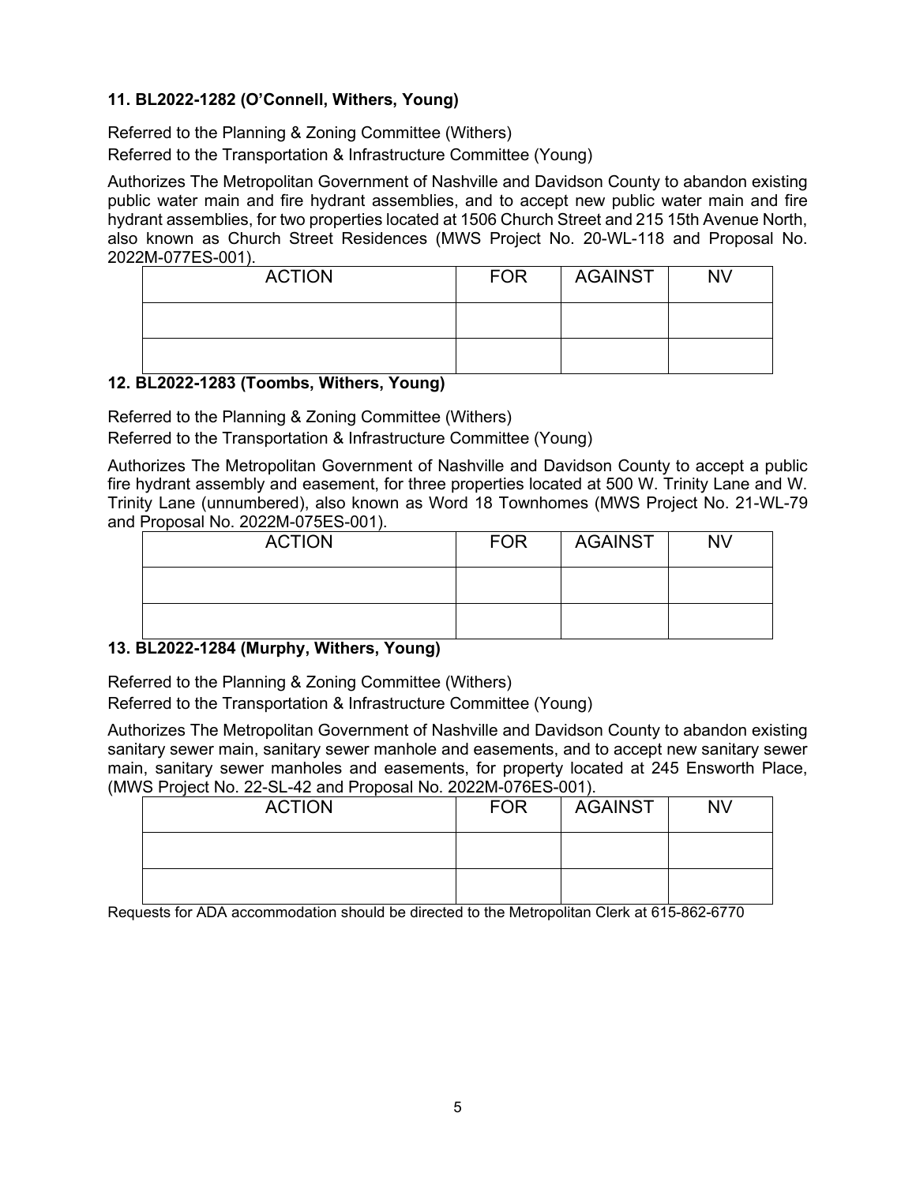**11. BL2022-1282 (O'Connell, Withers, Young)**

Referred to the Planning & Zoning Committee (Withers)
Referred to the Transportation & Infrastructure Committee (Young)

Authorizes The Metropolitan Government of Nashville and Davidson County to abandon existing public water main and fire hydrant assemblies, and to accept new public water main and fire hydrant assemblies, for two properties located at 1506 Church Street and 215 15th Avenue North, also known as Church Street Residences (MWS Project No. 20-WL-118 and Proposal No. 2022M-077ES-001).

| ACTION | FOR | AGAINST | NV |
|---|---|---|---|
| | | | |
| | | | |

**12. BL2022-1283 (Toombs, Withers, Young)**

Referred to the Planning & Zoning Committee (Withers)
Referred to the Transportation & Infrastructure Committee (Young)

Authorizes The Metropolitan Government of Nashville and Davidson County to accept a public fire hydrant assembly and easement, for three properties located at 500 W. Trinity Lane and W. Trinity Lane (unnumbered), also known as Word 18 Townhomes (MWS Project No. 21-WL-79 and Proposal No. 2022M-075ES-001).

| ACTION | FOR | AGAINST | NV |
|---|---|---|---|
| | | | |
| | | | |

**13. BL2022-1284 (Murphy, Withers, Young)**

Referred to the Planning & Zoning Committee (Withers)
Referred to the Transportation & Infrastructure Committee (Young)

Authorizes The Metropolitan Government of Nashville and Davidson County to abandon existing sanitary sewer main, sanitary sewer manhole and easements, and to accept new sanitary sewer main, sanitary sewer manholes and easements, for property located at 245 Ensworth Place, (MWS Project No. 22-SL-42 and Proposal No. 2022M-076ES-001).

| ACTION | FOR | AGAINST | NV |
|---|---|---|---|
| | | | |
| | | | |

Requests for ADA accommodation should be directed to the Metropolitan Clerk at 615-862-6770